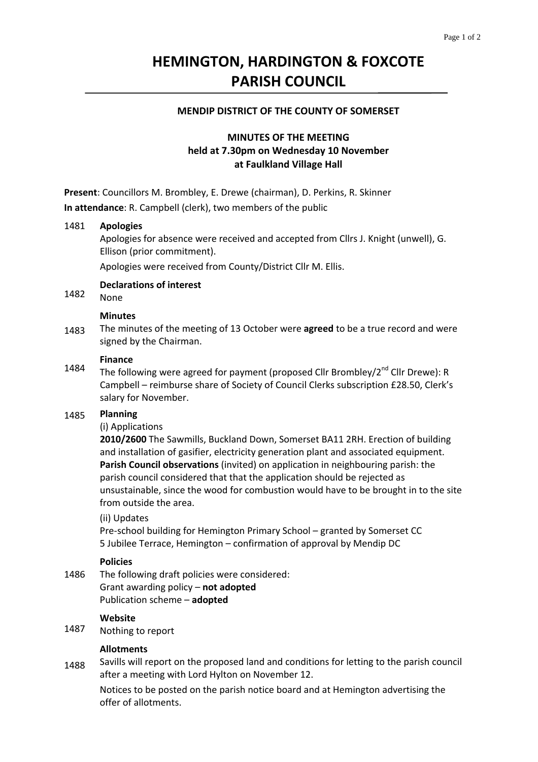# HEMINGTON, HARDINGTON & FOXCOTE PARISH COUNCIL

### MENDIP DISTRICT OF THE COUNTY OF SOMERSET

### MINUTES OF THE MEETING
### held at 7.30pm on Wednesday 10 November
### at Faulkland Village Hall

**Present**: Councillors M. Brombley, E. Drewe (chairman), D. Perkins, R. Skinner

**In attendance**: R. Campbell (clerk), two members of the public

1481 **Apologies**

Apologies for absence were received and accepted from Cllrs J. Knight (unwell), G. Ellison (prior commitment).

Apologies were received from County/District Cllr M. Ellis.

1482 **Declarations of interest**

None

1483 **Minutes**

The minutes of the meeting of 13 October were **agreed** to be a true record and were signed by the Chairman.

1484 **Finance**

The following were agreed for payment (proposed Cllr Brombley/2nd Cllr Drewe): R Campbell – reimburse share of Society of Council Clerks subscription £28.50, Clerk's salary for November.

1485 **Planning**

(i) Applications

**2010/2600** The Sawmills, Buckland Down, Somerset BA11 2RH. Erection of building and installation of gasifier, electricity generation plant and associated equipment. **Parish Council observations** (invited) on application in neighbouring parish: the parish council considered that that the application should be rejected as unsustainable, since the wood for combustion would have to be brought in to the site from outside the area.

(ii) Updates

Pre-school building for Hemington Primary School – granted by Somerset CC
5 Jubilee Terrace, Hemington – confirmation of approval by Mendip DC

1486 **Policies**

The following draft policies were considered:
Grant awarding policy – **not adopted**
Publication scheme – **adopted**

1487 **Website**

Nothing to report

1488 **Allotments**

Savills will report on the proposed land and conditions for letting to the parish council after a meeting with Lord Hylton on November 12.

Notices to be posted on the parish notice board and at Hemington advertising the offer of allotments.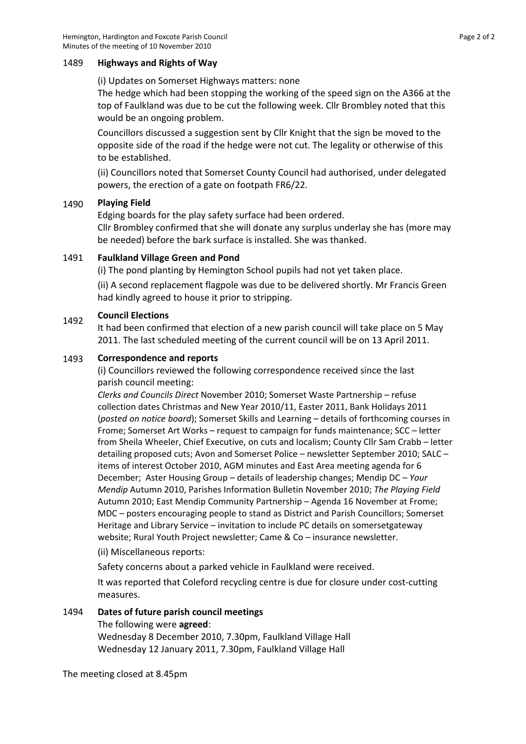## 1489 **Highways and Rights of Way**

(i) Updates on Somerset Highways matters: none

The hedge which had been stopping the working of the speed sign on the A366 at the top of Faulkland was due to be cut the following week. Cllr Brombley noted that this would be an ongoing problem.

Councillors discussed a suggestion sent by Cllr Knight that the sign be moved to the opposite side of the road if the hedge were not cut. The legality or otherwise of this to be established.

(ii) Councillors noted that Somerset County Council had authorised, under delegated powers, the erection of a gate on footpath FR6/22.

## 1490 **Playing Field**

Edging boards for the play safety surface had been ordered.

Cllr Brombley confirmed that she will donate any surplus underlay she has (more may be needed) before the bark surface is installed. She was thanked.

## 1491 **Faulkland Village Green and Pond**

(i) The pond planting by Hemington School pupils had not yet taken place.

(ii) A second replacement flagpole was due to be delivered shortly. Mr Francis Green had kindly agreed to house it prior to stripping.

## 1492 **Council Elections**

It had been confirmed that election of a new parish council will take place on 5 May 2011. The last scheduled meeting of the current council will be on 13 April 2011.

## 1493 **Correspondence and reports**

(i) Councillors reviewed the following correspondence received since the last parish council meeting:

*Clerks and Councils Direct* November 2010; Somerset Waste Partnership – refuse collection dates Christmas and New Year 2010/11, Easter 2011, Bank Holidays 2011 (*posted on notice board*); Somerset Skills and Learning – details of forthcoming courses in Frome; Somerset Art Works – request to campaign for funds maintenance; SCC – letter from Sheila Wheeler, Chief Executive, on cuts and localism; County Cllr Sam Crabb – letter detailing proposed cuts; Avon and Somerset Police – newsletter September 2010; SALC – items of interest October 2010, AGM minutes and East Area meeting agenda for 6 December; Aster Housing Group – details of leadership changes; Mendip DC – *Your Mendip* Autumn 2010, Parishes Information Bulletin November 2010; *The Playing Field* Autumn 2010; East Mendip Community Partnership – Agenda 16 November at Frome; MDC – posters encouraging people to stand as District and Parish Councillors; Somerset Heritage and Library Service – invitation to include PC details on somersetgateway website; Rural Youth Project newsletter; Came & Co – insurance newsletter.

(ii) Miscellaneous reports:

Safety concerns about a parked vehicle in Faulkland were received.

It was reported that Coleford recycling centre is due for closure under cost-cutting measures.

## 1494 **Dates of future parish council meetings**

The following were **agreed**:

Wednesday 8 December 2010, 7.30pm, Faulkland Village Hall

Wednesday 12 January 2011, 7.30pm, Faulkland Village Hall

The meeting closed at 8.45pm